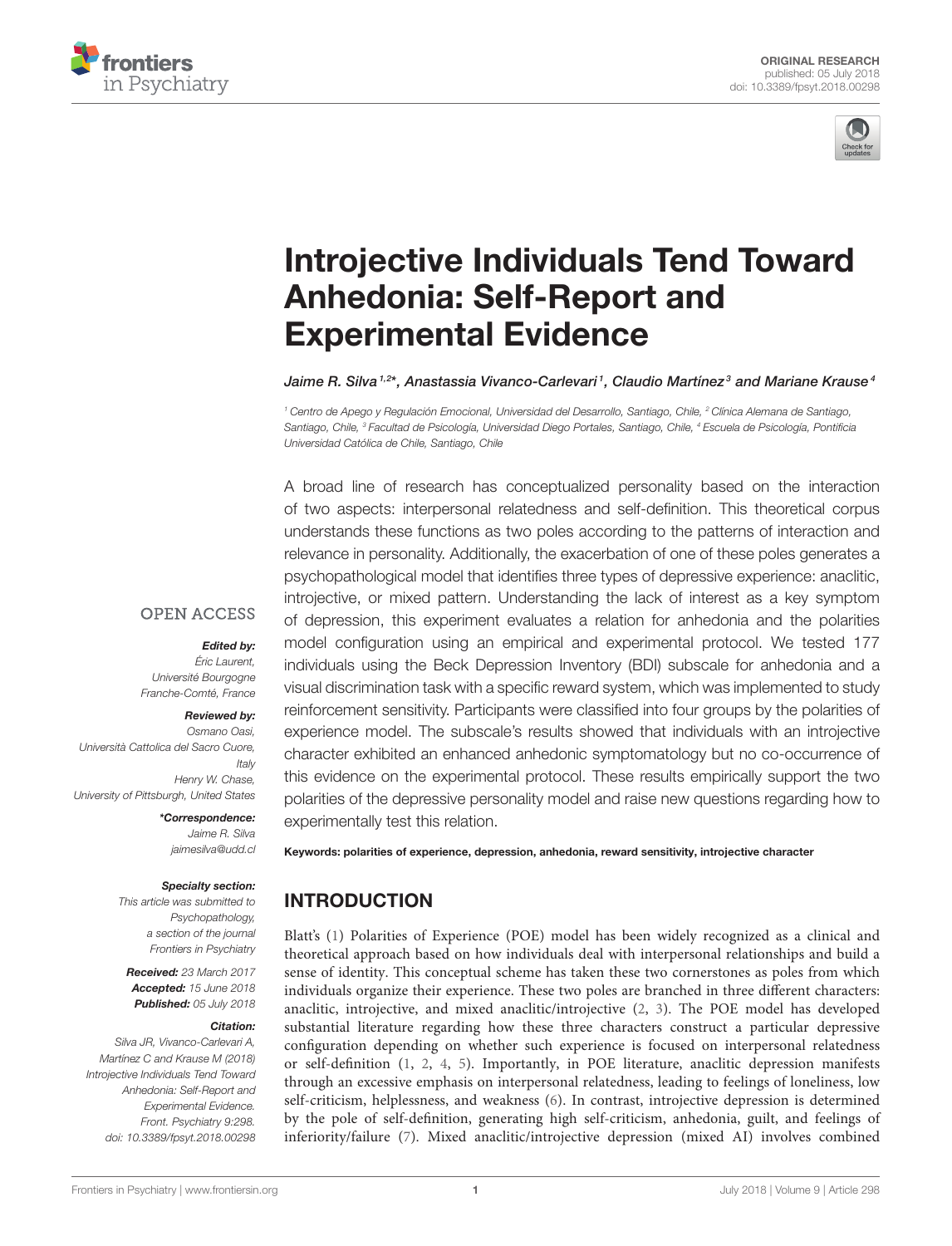ORIGINAL RESEARCH
published: 05 July 2018
doi: 10.3389/fpsyt.2018.00298

# Introjective Individuals Tend Toward Anhedonia: Self-Report and Experimental Evidence

*Jaime R. Silva[1,2]\*, Anastassia Vivanco-Carlevari[1], Claudio Martínez[3] and Mariane Krause[4]*

[1] Centro de Apego y Regulación Emocional, Universidad del Desarrollo, Santiago, Chile, [2] Clínica Alemana de Santiago, Santiago, Chile, [3] Facultad de Psicología, Universidad Diego Portales, Santiago, Chile, [4] Escuela de Psicología, Pontificia Universidad Católica de Chile, Santiago, Chile

A broad line of research has conceptualized personality based on the interaction of two aspects: interpersonal relatedness and self-definition. This theoretical corpus understands these functions as two poles according to the patterns of interaction and relevance in personality. Additionally, the exacerbation of one of these poles generates a psychopathological model that identifies three types of depressive experience: anaclitic, introjective, or mixed pattern. Understanding the lack of interest as a key symptom of depression, this experiment evaluates a relation for anhedonia and the polarities model configuration using an empirical and experimental protocol. We tested 177 individuals using the Beck Depression Inventory (BDI) subscale for anhedonia and a visual discrimination task with a specific reward system, which was implemented to study reinforcement sensitivity. Participants were classified into four groups by the polarities of experience model. The subscale's results showed that individuals with an introjective character exhibited an enhanced anhedonic symptomatology but no co-occurrence of this evidence on the experimental protocol. These results empirically support the two polarities of the depressive personality model and raise new questions regarding how to experimentally test this relation.

**Keywords: polarities of experience, depression, anhedonia, reward sensitivity, introjective character**

OPEN ACCESS

***Edited by:***
*Éric Laurent,*
*Université Bourgogne Franche-Comté, France*

***Reviewed by:***
*Osmano Oasi,*
*Università Cattolica del Sacro Cuore, Italy*
*Henry W. Chase,*
*University of Pittsburgh, United States*

***\*Correspondence:***
*Jaime R. Silva*
*jaimesilva@udd.cl*

***Specialty section:***
*This article was submitted to Psychopathology, a section of the journal Frontiers in Psychiatry*

***Received:*** *23 March 2017*
***Accepted:*** *15 June 2018*
***Published:*** *05 July 2018*

***Citation:***
*Silva JR, Vivanco-Carlevari A, Martínez C and Krause M (2018) Introjective Individuals Tend Toward Anhedonia: Self-Report and Experimental Evidence. Front. Psychiatry 9:298. doi: 10.3389/fpsyt.2018.00298*

## INTRODUCTION

Blatt's (1) Polarities of Experience (POE) model has been widely recognized as a clinical and theoretical approach based on how individuals deal with interpersonal relationships and build a sense of identity. This conceptual scheme has taken these two cornerstones as poles from which individuals organize their experience. These two poles are branched in three different characters: anaclitic, introjective, and mixed anaclitic/introjective (2, 3). The POE model has developed substantial literature regarding how these three characters construct a particular depressive configuration depending on whether such experience is focused on interpersonal relatedness or self-definition (1, 2, 4, 5). Importantly, in POE literature, anaclitic depression manifests through an excessive emphasis on interpersonal relatedness, leading to feelings of loneliness, low self-criticism, helplessness, and weakness (6). In contrast, introjective depression is determined by the pole of self-definition, generating high self-criticism, anhedonia, guilt, and feelings of inferiority/failure (7). Mixed anaclitic/introjective depression (mixed AI) involves combined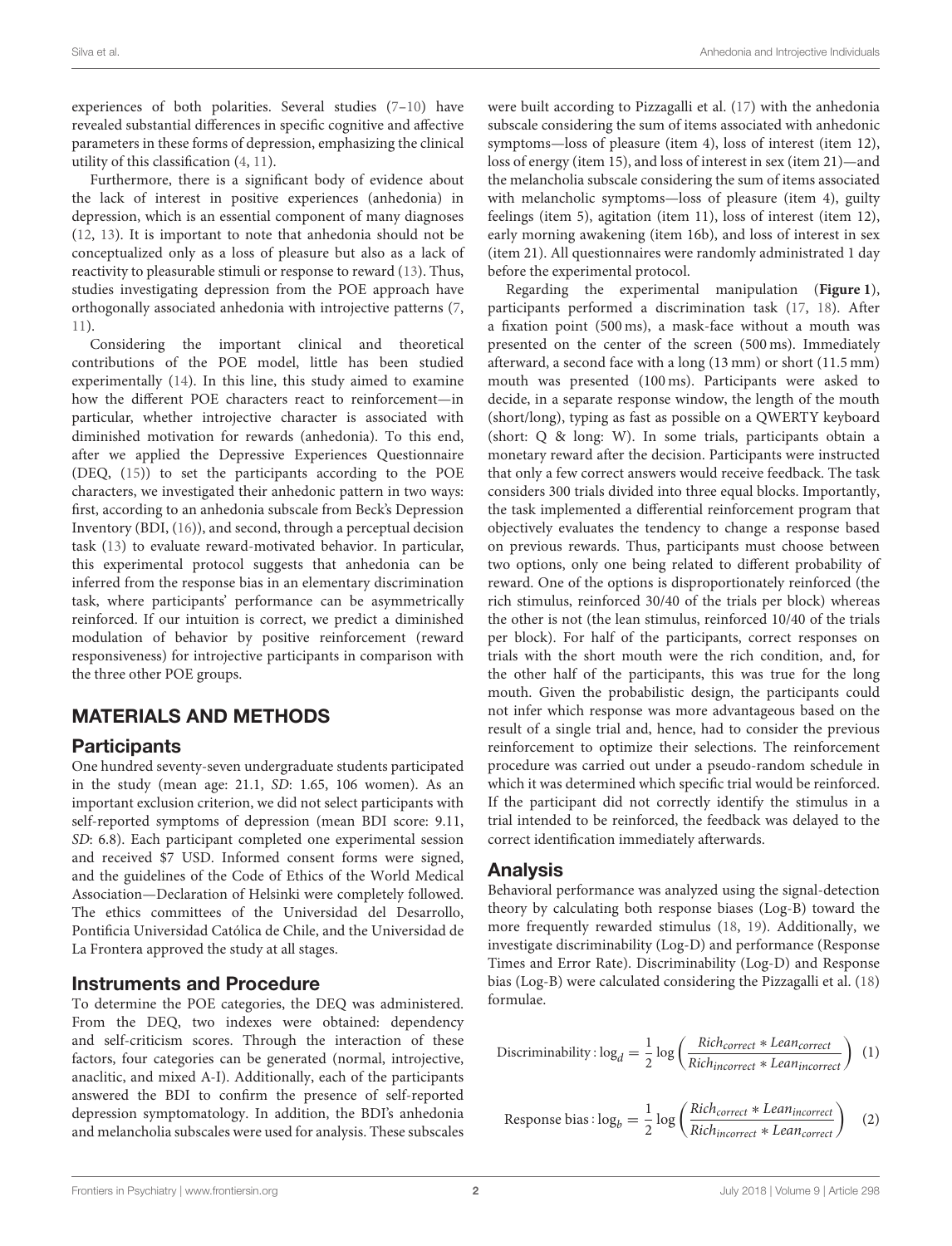experiences of both polarities. Several studies (7–10) have revealed substantial differences in specific cognitive and affective parameters in these forms of depression, emphasizing the clinical utility of this classification (4, 11).

Furthermore, there is a significant body of evidence about the lack of interest in positive experiences (anhedonia) in depression, which is an essential component of many diagnoses (12, 13). It is important to note that anhedonia should not be conceptualized only as a loss of pleasure but also as a lack of reactivity to pleasurable stimuli or response to reward (13). Thus, studies investigating depression from the POE approach have orthogonally associated anhedonia with introjective patterns (7, 11).

Considering the important clinical and theoretical contributions of the POE model, little has been studied experimentally (14). In this line, this study aimed to examine how the different POE characters react to reinforcement—in particular, whether introjective character is associated with diminished motivation for rewards (anhedonia). To this end, after we applied the Depressive Experiences Questionnaire (DEQ, (15)) to set the participants according to the POE characters, we investigated their anhedonic pattern in two ways: first, according to an anhedonia subscale from Beck's Depression Inventory (BDI, (16)), and second, through a perceptual decision task (13) to evaluate reward-motivated behavior. In particular, this experimental protocol suggests that anhedonia can be inferred from the response bias in an elementary discrimination task, where participants' performance can be asymmetrically reinforced. If our intuition is correct, we predict a diminished modulation of behavior by positive reinforcement (reward responsiveness) for introjective participants in comparison with the three other POE groups.

## MATERIALS AND METHODS

### Participants

One hundred seventy-seven undergraduate students participated in the study (mean age: 21.1, *SD*: 1.65, 106 women). As an important exclusion criterion, we did not select participants with self-reported symptoms of depression (mean BDI score: 9.11, *SD*: 6.8). Each participant completed one experimental session and received $7 USD. Informed consent forms were signed, and the guidelines of the Code of Ethics of the World Medical Association—Declaration of Helsinki were completely followed. The ethics committees of the Universidad del Desarrollo, Pontificia Universidad Católica de Chile, and the Universidad de La Frontera approved the study at all stages.

### Instruments and Procedure

To determine the POE categories, the DEQ was administered. From the DEQ, two indexes were obtained: dependency and self-criticism scores. Through the interaction of these factors, four categories can be generated (normal, introjective, anaclitic, and mixed A-I). Additionally, each of the participants answered the BDI to confirm the presence of self-reported depression symptomatology. In addition, the BDI's anhedonia and melancholia subscales were used for analysis. These subscales were built according to Pizzagalli et al. (17) with the anhedonia subscale considering the sum of items associated with anhedonic symptoms—loss of pleasure (item 4), loss of interest (item 12), loss of energy (item 15), and loss of interest in sex (item 21)—and the melancholia subscale considering the sum of items associated with melancholic symptoms—loss of pleasure (item 4), guilty feelings (item 5), agitation (item 11), loss of interest (item 12), early morning awakening (item 16b), and loss of interest in sex (item 21). All questionnaires were randomly administrated 1 day before the experimental protocol.

Regarding the experimental manipulation (**Figure 1**), participants performed a discrimination task (17, 18). After a fixation point (500 ms), a mask-face without a mouth was presented on the center of the screen (500 ms). Immediately afterward, a second face with a long (13 mm) or short (11.5 mm) mouth was presented (100 ms). Participants were asked to decide, in a separate response window, the length of the mouth (short/long), typing as fast as possible on a QWERTY keyboard (short: Q & long: W). In some trials, participants obtain a monetary reward after the decision. Participants were instructed that only a few correct answers would receive feedback. The task considers 300 trials divided into three equal blocks. Importantly, the task implemented a differential reinforcement program that objectively evaluates the tendency to change a response based on previous rewards. Thus, participants must choose between two options, only one being related to different probability of reward. One of the options is disproportionately reinforced (the rich stimulus, reinforced 30/40 of the trials per block) whereas the other is not (the lean stimulus, reinforced 10/40 of the trials per block). For half of the participants, correct responses on trials with the short mouth were the rich condition, and, for the other half of the participants, this was true for the long mouth. Given the probabilistic design, the participants could not infer which response was more advantageous based on the result of a single trial and, hence, had to consider the previous reinforcement to optimize their selections. The reinforcement procedure was carried out under a pseudo-random schedule in which it was determined which specific trial would be reinforced. If the participant did not correctly identify the stimulus in a trial intended to be reinforced, the feedback was delayed to the correct identification immediately afterwards.

### Analysis

Behavioral performance was analyzed using the signal-detection theory by calculating both response biases (Log-B) toward the more frequently rewarded stimulus (18, 19). Additionally, we investigate discriminability (Log-D) and performance (Response Times and Error Rate). Discriminability (Log-D) and Response bias (Log-B) were calculated considering the Pizzagalli et al. (18) formulae.

$$\text{Discriminability}: \log_d = \frac{1}{2}\log\left(\frac{Rich_{correct} * Lean_{correct}}{Rich_{incorrect} * Lean_{incorrect}}\right) \quad (1)$$

$$\text{Response bias}: \log_b = \frac{1}{2}\log\left(\frac{Rich_{correct} * Lean_{incorrect}}{Rich_{incorrect} * Lean_{correct}}\right) \quad (2)$$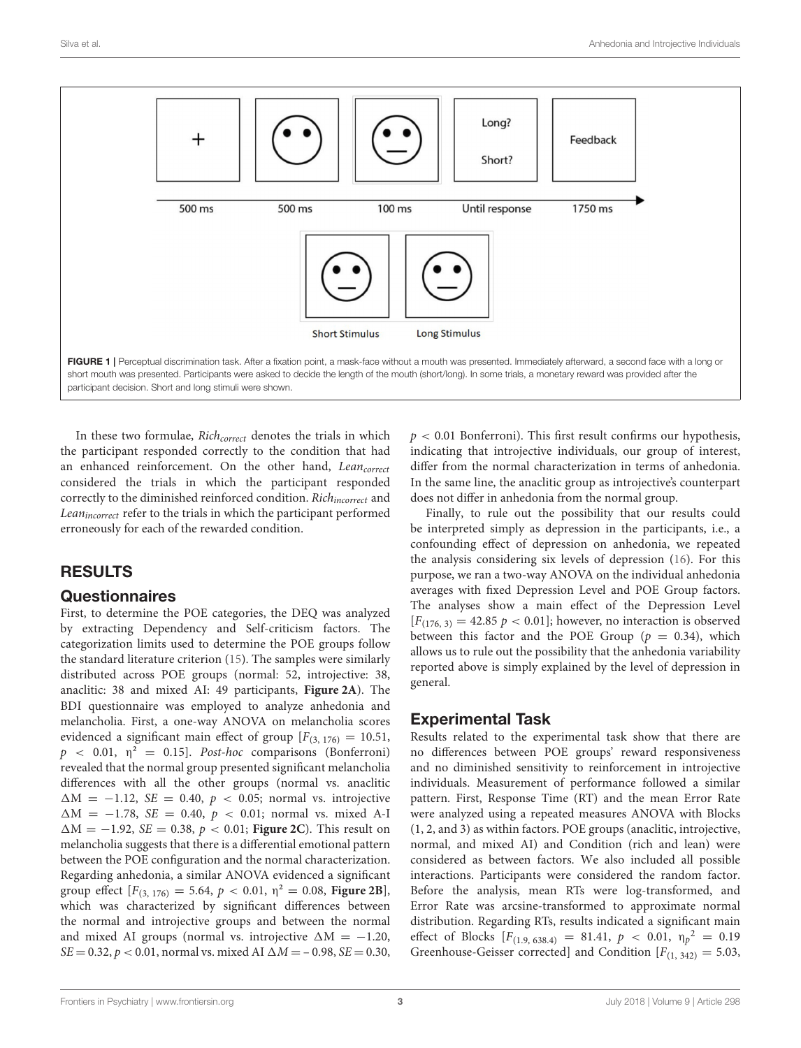FIGURE 1 | Perceptual discrimination task. After a fixation point, a mask-face without a mouth was presented. Immediately afterward, a second face with a long or short mouth was presented. Participants were asked to decide the length of the mouth (short/long). In some trials, a monetary reward was provided after the participant decision. Short and long stimuli were shown.

In these two formulae, $Rich_{correct}$ denotes the trials in which the participant responded correctly to the condition that had an enhanced reinforcement. On the other hand, $Lean_{correct}$ considered the trials in which the participant responded correctly to the diminished reinforced condition. $Rich_{incorrect}$ and $Lean_{incorrect}$ refer to the trials in which the participant performed erroneously for each of the rewarded condition.

## RESULTS

### Questionnaires

First, to determine the POE categories, the DEQ was analyzed by extracting Dependency and Self-criticism factors. The categorization limits used to determine the POE groups follow the standard literature criterion (15). The samples were similarly distributed across POE groups (normal: 52, introjective: 38, anaclitic: 38 and mixed AI: 49 participants, **Figure 2A**). The BDI questionnaire was employed to analyze anhedonia and melancholia. First, a one-way ANOVA on melancholia scores evidenced a significant main effect of group [$F_{(3, 176)} = 10.51$, $p < 0.01$, $\eta^2 = 0.15$]. *Post-hoc* comparisons (Bonferroni) revealed that the normal group presented significant melancholia differences with all the other groups (normal vs. anaclitic $\Delta M = -1.12$, $SE = 0.40$, $p < 0.05$; normal vs. introjective $\Delta M = -1.78$, $SE = 0.40$, $p < 0.01$; normal vs. mixed A-I $\Delta M = -1.92$, $SE = 0.38$, $p < 0.01$; **Figure 2C**). This result on melancholia suggests that there is a differential emotional pattern between the POE configuration and the normal characterization. Regarding anhedonia, a similar ANOVA evidenced a significant group effect [$F_{(3, 176)} = 5.64$, $p < 0.01$, $\eta^2 = 0.08$, **Figure 2B**], which was characterized by significant differences between the normal and introjective groups and between the normal and mixed AI groups (normal vs. introjective $\Delta M = -1.20$, $SE = 0.32$, $p < 0.01$, normal vs. mixed AI $\Delta M = -0.98$, $SE = 0.30$, $p < 0.01$ Bonferroni). This first result confirms our hypothesis, indicating that introjective individuals, our group of interest, differ from the normal characterization in terms of anhedonia. In the same line, the anaclitic group as introjective's counterpart does not differ in anhedonia from the normal group.

Finally, to rule out the possibility that our results could be interpreted simply as depression in the participants, i.e., a confounding effect of depression on anhedonia, we repeated the analysis considering six levels of depression (16). For this purpose, we ran a two-way ANOVA on the individual anhedonia averages with fixed Depression Level and POE Group factors. The analyses show a main effect of the Depression Level [$F_{(176, 3)} = 42.85$ $p < 0.01$]; however, no interaction is observed between this factor and the POE Group ($p = 0.34$), which allows us to rule out the possibility that the anhedonia variability reported above is simply explained by the level of depression in general.

### Experimental Task

Results related to the experimental task show that there are no differences between POE groups' reward responsiveness and no diminished sensitivity to reinforcement in introjective individuals. Measurement of performance followed a similar pattern. First, Response Time (RT) and the mean Error Rate were analyzed using a repeated measures ANOVA with Blocks (1, 2, and 3) as within factors. POE groups (anaclitic, introjective, normal, and mixed AI) and Condition (rich and lean) were considered as between factors. We also included all possible interactions. Participants were considered the random factor. Before the analysis, mean RTs were log-transformed, and Error Rate was arcsine-transformed to approximate normal distribution. Regarding RTs, results indicated a significant main effect of Blocks [$F_{(1.9, 638.4)} = 81.41$, $p < 0.01$, $\eta_p^2 = 0.19$ Greenhouse-Geisser corrected] and Condition [$F_{(1, 342)} = 5.03$,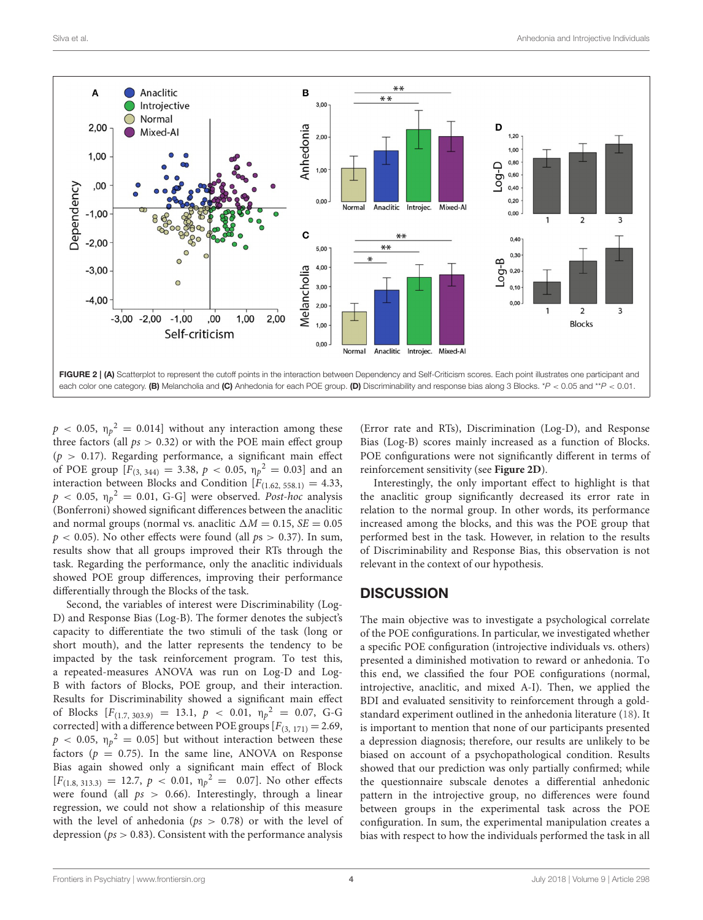FIGURE 2 | **(A)** Scatterplot to represent the cutoff points in the interaction between Dependency and Self-Criticism scores. Each point illustrates one participant and each color one category. **(B)** Melancholia and **(C)** Anhedonia for each POE group. **(D)** Discriminability and response bias along 3 Blocks. *P < 0.05 and **P < 0.01.

$p < 0.05$, $\eta_p^2 = 0.014$] without any interaction among these three factors (all $ps > 0.32$) or with the POE main effect group ($p > 0.17$). Regarding performance, a significant main effect of POE group [$F_{(3, 344)} = 3.38$, $p < 0.05$, $\eta_p^2 = 0.03$] and an interaction between Blocks and Condition [$F_{(1.62, 558.1)} = 4.33$, $p < 0.05$, $\eta_p^2 = 0.01$, G-G] were observed. *Post-hoc* analysis (Bonferroni) showed significant differences between the anaclitic and normal groups (normal vs. anaclitic $\Delta M = 0.15$, $SE = 0.05$ $p < 0.05$). No other effects were found (all $ps > 0.37$). In sum, results show that all groups improved their RTs through the task. Regarding the performance, only the anaclitic individuals showed POE group differences, improving their performance differentially through the Blocks of the task.

Second, the variables of interest were Discriminability (Log-D) and Response Bias (Log-B). The former denotes the subject's capacity to differentiate the two stimuli of the task (long or short mouth), and the latter represents the tendency to be impacted by the task reinforcement program. To test this, a repeated-measures ANOVA was run on Log-D and Log-B with factors of Blocks, POE group, and their interaction. Results for Discriminability showed a significant main effect of Blocks [$F_{(1.7, 303.9)} = 13.1$, $p < 0.01$, $\eta_p^2 = 0.07$, G-G corrected] with a difference between POE groups [$F_{(3, 171)} = 2.69$, $p < 0.05$, $\eta_p^2 = 0.05$] but without interaction between these factors ($p = 0.75$). In the same line, ANOVA on Response Bias again showed only a significant main effect of Block [$F_{(1.8, 313.3)} = 12.7$, $p < 0.01$, $\eta_p^2 = 0.07$]. No other effects were found (all $ps > 0.66$). Interestingly, through a linear regression, we could not show a relationship of this measure with the level of anhedonia ($ps > 0.78$) or with the level of depression ($ps > 0.83$). Consistent with the performance analysis (Error rate and RTs), Discrimination (Log-D), and Response Bias (Log-B) scores mainly increased as a function of Blocks. POE configurations were not significantly different in terms of reinforcement sensitivity (see **Figure 2D**).

Interestingly, the only important effect to highlight is that the anaclitic group significantly decreased its error rate in relation to the normal group. In other words, its performance increased among the blocks, and this was the POE group that performed best in the task. However, in relation to the results of Discriminability and Response Bias, this observation is not relevant in the context of our hypothesis.

## DISCUSSION

The main objective was to investigate a psychological correlate of the POE configurations. In particular, we investigated whether a specific POE configuration (introjective individuals vs. others) presented a diminished motivation to reward or anhedonia. To this end, we classified the four POE configurations (normal, introjective, anaclitic, and mixed A-I). Then, we applied the BDI and evaluated sensitivity to reinforcement through a gold-standard experiment outlined in the anhedonia literature (18). It is important to mention that none of our participants presented a depression diagnosis; therefore, our results are unlikely to be biased on account of a psychopathological condition. Results showed that our prediction was only partially confirmed; while the questionnaire subscale denotes a differential anhedonic pattern in the introjective group, no differences were found between groups in the experimental task across the POE configuration. In sum, the experimental manipulation creates a bias with respect to how the individuals performed the task in all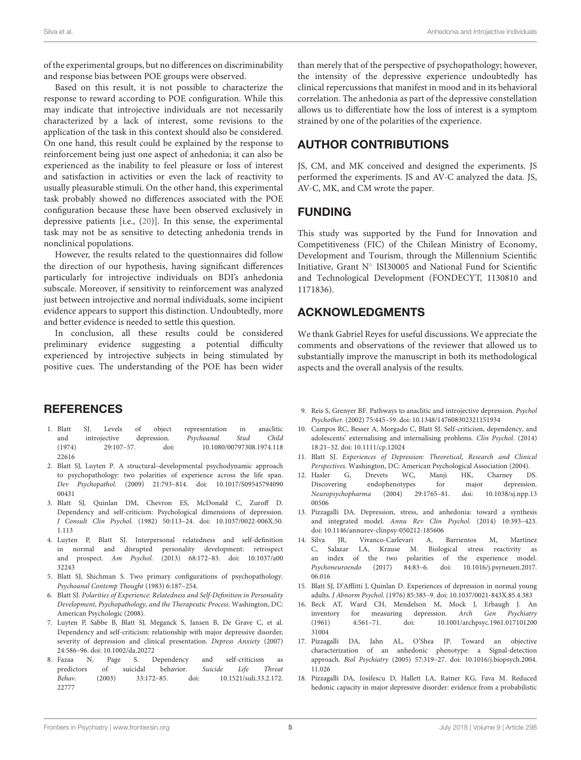of the experimental groups, but no differences on discriminability and response bias between POE groups were observed.

Based on this result, it is not possible to characterize the response to reward according to POE configuration. While this may indicate that introjective individuals are not necessarily characterized by a lack of interest, some revisions to the application of the task in this context should also be considered. On one hand, this result could be explained by the response to reinforcement being just one aspect of anhedonia; it can also be experienced as the inability to feel pleasure or loss of interest and satisfaction in activities or even the lack of reactivity to usually pleasurable stimuli. On the other hand, this experimental task probably showed no differences associated with the POE configuration because these have been observed exclusively in depressive patients [i.e., (20)]. In this sense, the experimental task may not be as sensitive to detecting anhedonia trends in nonclinical populations.

However, the results related to the questionnaires did follow the direction of our hypothesis, having significant differences particularly for introjective individuals on BDI's anhedonia subscale. Moreover, if sensitivity to reinforcement was analyzed just between introjective and normal individuals, some incipient evidence appears to support this distinction. Undoubtedly, more and better evidence is needed to settle this question.

In conclusion, all these results could be considered preliminary evidence suggesting a potential difficulty experienced by introjective subjects in being stimulated by positive cues. The understanding of the POE has been wider than merely that of the perspective of psychopathology; however, the intensity of the depressive experience undoubtedly has clinical repercussions that manifest in mood and in its behavioral correlation. The anhedonia as part of the depressive constellation allows us to differentiate how the loss of interest is a symptom strained by one of the polarities of the experience.

## AUTHOR CONTRIBUTIONS

JS, CM, and MK conceived and designed the experiments. JS performed the experiments. JS and AV-C analyzed the data. JS, AV-C, MK, and CM wrote the paper.

## FUNDING

This study was supported by the Fund for Innovation and Competitiveness (FIC) of the Chilean Ministry of Economy, Development and Tourism, through the Millennium Scientific Initiative, Grant N° ISI30005 and National Fund for Scientific and Technological Development (FONDECYT, 1130810 and 1171836).

## ACKNOWLEDGMENTS

We thank Gabriel Reyes for useful discussions. We appreciate the comments and observations of the reviewer that allowed us to substantially improve the manuscript in both its methodological aspects and the overall analysis of the results.

## REFERENCES

1. Blatt SJ. Levels of object representation in anaclitic and introjective depression. *Psychoanal Stud Child* (1974) 29:107–57. doi: 10.1080/00797308.1974.11822616
2. Blatt SJ, Luyten P. A structural–developmental psychodynamic approach to psychopathology: two polarities of experience across the life span. *Dev Psychopathol.* (2009) 21:793–814. doi: 10.1017/S0954579409000431
3. Blatt SJ, Quinlan DM, Chevron ES, McDonald C, Zuroff D. Dependency and self-criticism: Psychological dimensions of depression. *J Consult Clin Psychol.* (1982) 50:113–24. doi: 10.1037/0022-006X.50.1.113
4. Luyten P, Blatt SJ. Interpersonal relatedness and self-definition in normal and disrupted personality development: retrospect and prospect. *Am Psychol.* (2013) 68:172–83. doi: 10.1037/a0032243
5. Blatt SJ, Shichman S. Two primary configurations of psychopathology. *Psychoanal Contemp Thought* (1983) 6:187–254.
6. Blatt SJ. *Polarities of Experience: Relatedness and Self-Definition in Personality Development, Psychopathology, and the Therapeutic Process.* Washington, DC: American Psychologic (2008).
7. Luyten P, Sabbe B, Blatt SJ, Meganck S, Jansen B, De Grave C, et al. Dependency and self-criticism: relationship with major depressive disorder, severity of depression and clinical presentation. *Depress Anxiety* (2007) 24:586–96. doi: 10.1002/da.20272
8. Fazaa N, Page S. Dependency and self-criticism as predictors of suicidal behavior. *Suicide Life Threat Behav.* (2003) 33:172–85. doi: 10.1521/suli.33.2.172.22777
9. Reis S, Grenyer BF. Pathways to anaclitic and introjective depression. *Psychol Psychother.* (2002) 75:445–59. doi: 10.1348/147608302321151934
10. Campos RC, Besser A, Morgado C, Blatt SJ. Self-criticism, dependency, and adolescents' externalising and internalising problems. *Clin Psychol.* (2014) 18:21–32. doi: 10.1111/cp.12024
11. Blatt SJ. *Experiences of Depression: Theoretical, Research and Clinical Perspectives.* Washington, DC: American Psychological Association (2004).
12. Hasler G, Drevets WC, Manji HK, Charney DS. Discovering endophenotypes for major depression. *Neuropsychopharma* (2004) 29:1765–81. doi: 10.1038/sj.npp.1300506
13. Pizzagalli DA. Depression, stress, and anhedonia: toward a synthesis and integrated model. *Annu Rev Clin Psychol.* (2014) 10:393–423. doi: 10.1146/annurev-clinpsy-050212-185606
14. Silva JR, Vivanco-Carlevari A, Barrientos M, Martínez C, Salazar LA, Krause M. Biological stress reactivity as an index of the two polarities of the experience model. *Psychoneuroendo* (2017) 84:83–6. doi: 10.1016/j.psyneuen.2017.06.016
15. Blatt SJ, D'Afflitti J, Quinlan D. Experiences of depression in normal young adults. *J Abnorm Psychol.* (1976) 85:383–9. doi: 10.1037/0021-843X.85.4.383
16. Beck AT, Ward CH, Mendelson M, Mock J, Erbaugh J. An inventory for measuring depression. *Arch Gen Psychiatry* (1961) 4:561–71. doi: 10.1001/archpsyc.1961.01710120031004
17. Pizzagalli DA, Jahn AL, O'Shea JP. Toward an objective characterization of an anhedonic phenotype: a Signal-detection approach. *Biol Psychiatry* (2005) 57:319–27. doi: 10.1016/j.biopsych.2004.11.026
18. Pizzagalli DA, Iosifescu D, Hallett LA, Ratner KG, Fava M. Reduced hedonic capacity in major depressive disorder: evidence from a probabilistic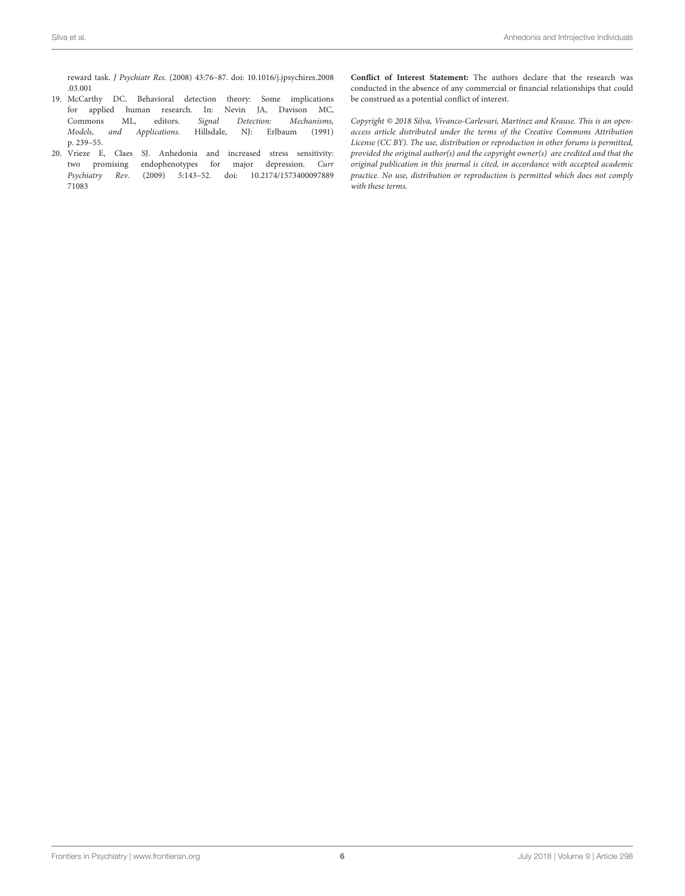reward task. *J Psychiatr Res*. (2008) 43:76–87. doi: 10.1016/j.jpsychires.2008.03.001

19. McCarthy DC. Behavioral detection theory: Some implications for applied human research. In: Nevin JA, Davison MC, Commons ML, editors. *Signal Detection: Mechanisms, Models, and Applications.* Hillsdale, NJ: Erlbaum (1991) p. 239–55.
20. Vrieze E, Claes SJ. Anhedonia and increased stress sensitivity: two promising endophenotypes for major depression. *Curr Psychiatry Rev*. (2009) 5:143–52. doi: 10.2174/157340009788971083

**Conflict of Interest Statement:** The authors declare that the research was conducted in the absence of any commercial or financial relationships that could be construed as a potential conflict of interest.

*Copyright © 2018 Silva, Vivanco-Carlevari, Martínez and Krause. This is an open-access article distributed under the terms of the Creative Commons Attribution License (CC BY). The use, distribution or reproduction in other forums is permitted, provided the original author(s) and the copyright owner(s) are credited and that the original publication in this journal is cited, in accordance with accepted academic practice. No use, distribution or reproduction is permitted which does not comply with these terms.*